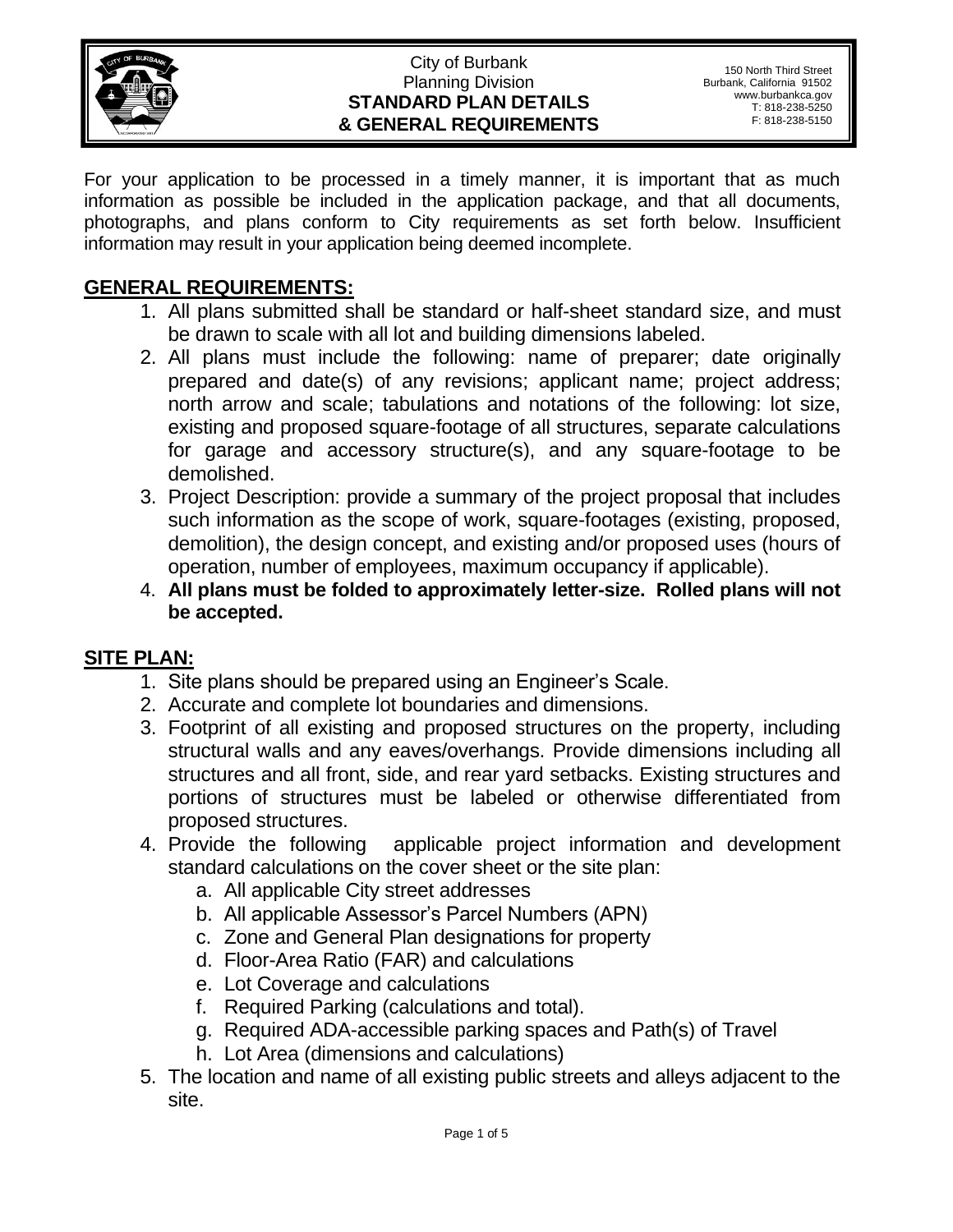City of Burbank
Planning Division
**STANDARD PLAN DETAILS**
**& GENERAL REQUIREMENTS**

150 North Third Street
Burbank, California 91502
www.burbankca.gov
T: 818-238-5250
F: 818-238-5150

For your application to be processed in a timely manner, it is important that as much information as possible be included in the application package, and that all documents, photographs, and plans conform to City requirements as set forth below. Insufficient information may result in your application being deemed incomplete.

## GENERAL REQUIREMENTS:

1. All plans submitted shall be standard or half-sheet standard size, and must be drawn to scale with all lot and building dimensions labeled.
2. All plans must include the following: name of preparer; date originally prepared and date(s) of any revisions; applicant name; project address; north arrow and scale; tabulations and notations of the following: lot size, existing and proposed square-footage of all structures, separate calculations for garage and accessory structure(s), and any square-footage to be demolished.
3. Project Description: provide a summary of the project proposal that includes such information as the scope of work, square-footages (existing, proposed, demolition), the design concept, and existing and/or proposed uses (hours of operation, number of employees, maximum occupancy if applicable).
4. **All plans must be folded to approximately letter-size. Rolled plans will not be accepted.**

## SITE PLAN:

1. Site plans should be prepared using an Engineer's Scale.
2. Accurate and complete lot boundaries and dimensions.
3. Footprint of all existing and proposed structures on the property, including structural walls and any eaves/overhangs. Provide dimensions including all structures and all front, side, and rear yard setbacks. Existing structures and portions of structures must be labeled or otherwise differentiated from proposed structures.
4. Provide the following applicable project information and development standard calculations on the cover sheet or the site plan:
   a. All applicable City street addresses
   b. All applicable Assessor's Parcel Numbers (APN)
   c. Zone and General Plan designations for property
   d. Floor-Area Ratio (FAR) and calculations
   e. Lot Coverage and calculations
   f. Required Parking (calculations and total).
   g. Required ADA-accessible parking spaces and Path(s) of Travel
   h. Lot Area (dimensions and calculations)
5. The location and name of all existing public streets and alleys adjacent to the site.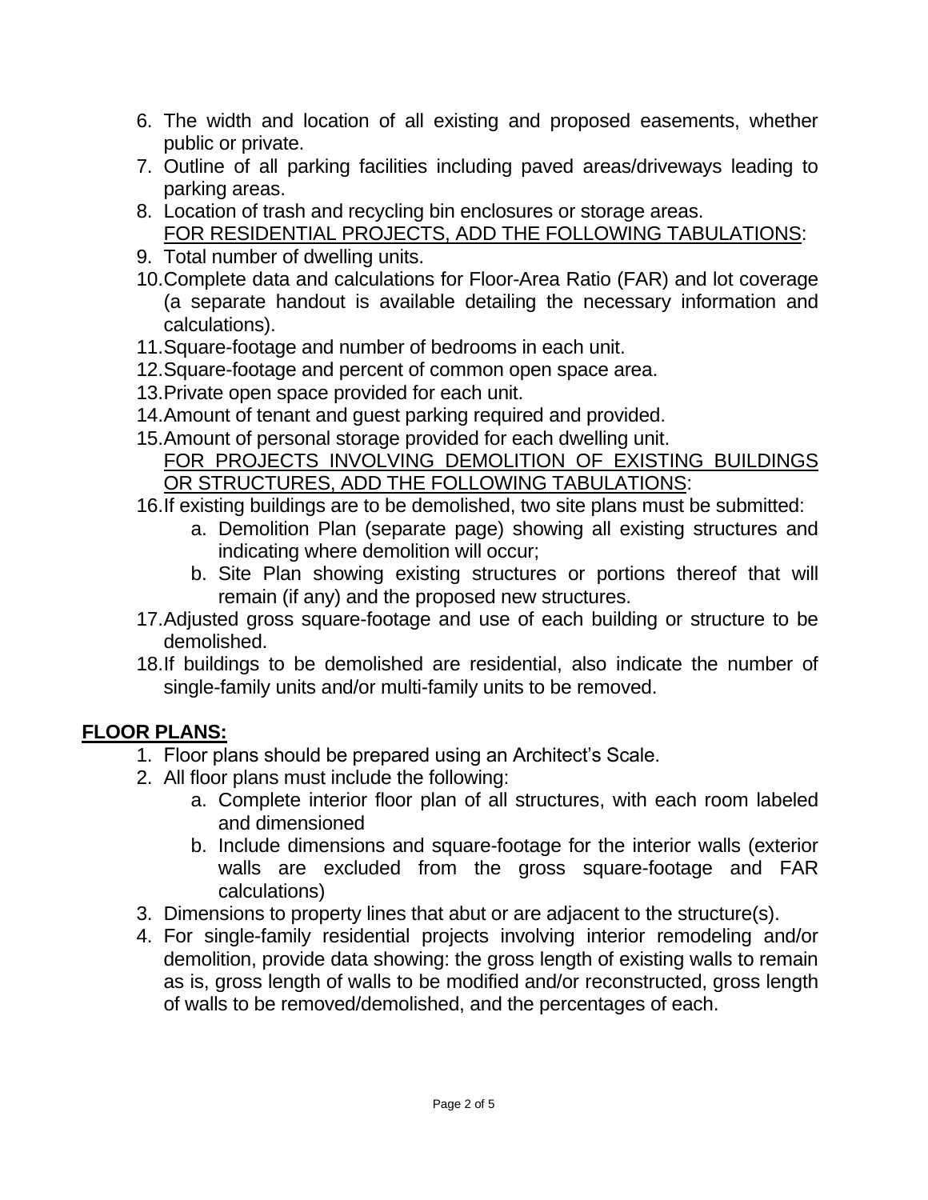6. The width and location of all existing and proposed easements, whether public or private.
7. Outline of all parking facilities including paved areas/driveways leading to parking areas.
8. Location of trash and recycling bin enclosures or storage areas.
   <u>FOR RESIDENTIAL PROJECTS, ADD THE FOLLOWING TABULATIONS</u>:
9. Total number of dwelling units.
10. Complete data and calculations for Floor-Area Ratio (FAR) and lot coverage (a separate handout is available detailing the necessary information and calculations).
11. Square-footage and number of bedrooms in each unit.
12. Square-footage and percent of common open space area.
13. Private open space provided for each unit.
14. Amount of tenant and guest parking required and provided.
15. Amount of personal storage provided for each dwelling unit.
    <u>FOR PROJECTS INVOLVING DEMOLITION OF EXISTING BUILDINGS OR STRUCTURES, ADD THE FOLLOWING TABULATIONS</u>:
16. If existing buildings are to be demolished, two site plans must be submitted:
    a. Demolition Plan (separate page) showing all existing structures and indicating where demolition will occur;
    b. Site Plan showing existing structures or portions thereof that will remain (if any) and the proposed new structures.
17. Adjusted gross square-footage and use of each building or structure to be demolished.
18. If buildings to be demolished are residential, also indicate the number of single-family units and/or multi-family units to be removed.

## <u>FLOOR PLANS:</u>

1. Floor plans should be prepared using an Architect's Scale.
2. All floor plans must include the following:
   a. Complete interior floor plan of all structures, with each room labeled and dimensioned
   b. Include dimensions and square-footage for the interior walls (exterior walls are excluded from the gross square-footage and FAR calculations)
3. Dimensions to property lines that abut or are adjacent to the structure(s).
4. For single-family residential projects involving interior remodeling and/or demolition, provide data showing: the gross length of existing walls to remain as is, gross length of walls to be modified and/or reconstructed, gross length of walls to be removed/demolished, and the percentages of each.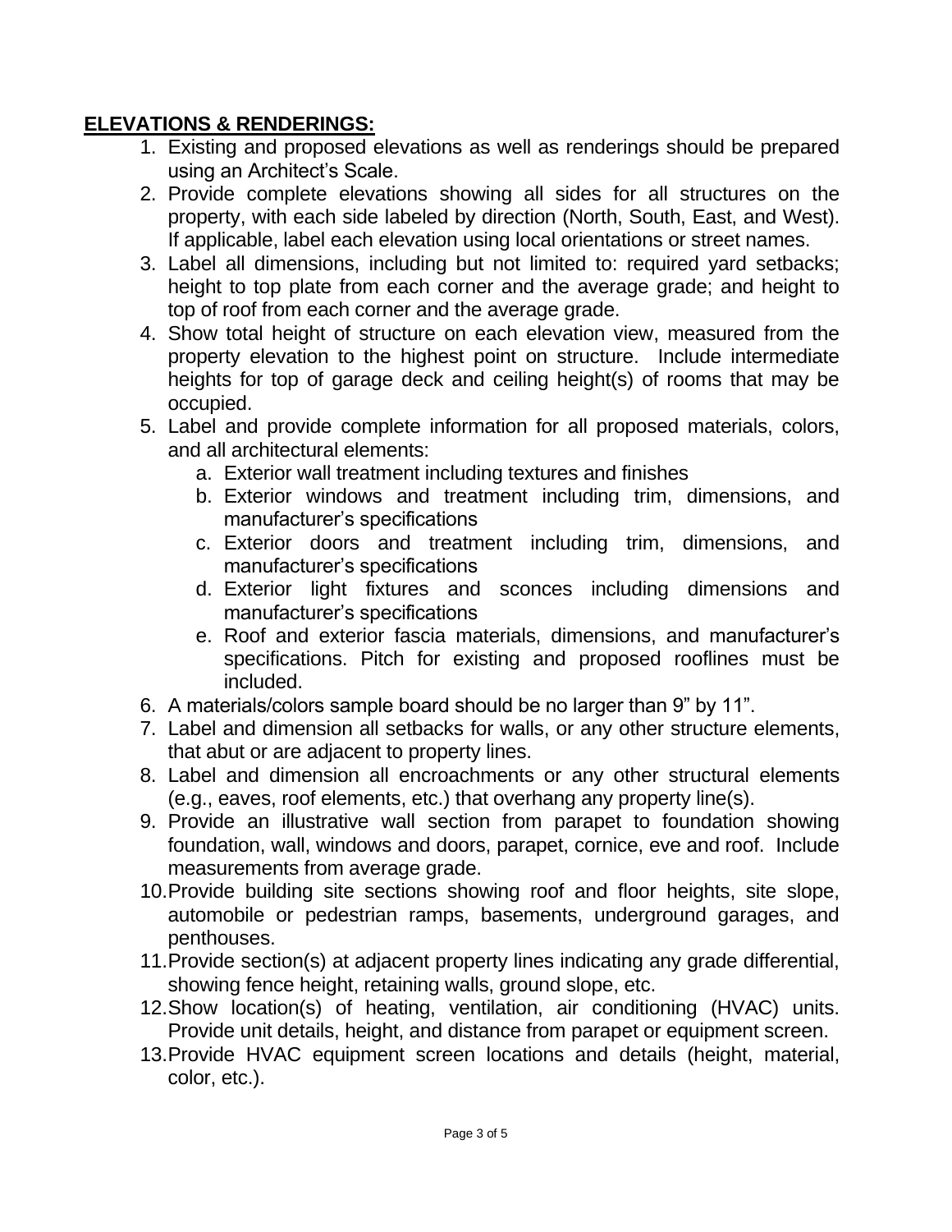**ELEVATIONS & RENDERINGS:**

1. Existing and proposed elevations as well as renderings should be prepared using an Architect's Scale.
2. Provide complete elevations showing all sides for all structures on the property, with each side labeled by direction (North, South, East, and West). If applicable, label each elevation using local orientations or street names.
3. Label all dimensions, including but not limited to: required yard setbacks; height to top plate from each corner and the average grade; and height to top of roof from each corner and the average grade.
4. Show total height of structure on each elevation view, measured from the property elevation to the highest point on structure. Include intermediate heights for top of garage deck and ceiling height(s) of rooms that may be occupied.
5. Label and provide complete information for all proposed materials, colors, and all architectural elements:
   a. Exterior wall treatment including textures and finishes
   b. Exterior windows and treatment including trim, dimensions, and manufacturer's specifications
   c. Exterior doors and treatment including trim, dimensions, and manufacturer's specifications
   d. Exterior light fixtures and sconces including dimensions and manufacturer's specifications
   e. Roof and exterior fascia materials, dimensions, and manufacturer's specifications. Pitch for existing and proposed rooflines must be included.
6. A materials/colors sample board should be no larger than 9" by 11".
7. Label and dimension all setbacks for walls, or any other structure elements, that abut or are adjacent to property lines.
8. Label and dimension all encroachments or any other structural elements (e.g., eaves, roof elements, etc.) that overhang any property line(s).
9. Provide an illustrative wall section from parapet to foundation showing foundation, wall, windows and doors, parapet, cornice, eve and roof. Include measurements from average grade.
10. Provide building site sections showing roof and floor heights, site slope, automobile or pedestrian ramps, basements, underground garages, and penthouses.
11. Provide section(s) at adjacent property lines indicating any grade differential, showing fence height, retaining walls, ground slope, etc.
12. Show location(s) of heating, ventilation, air conditioning (HVAC) units. Provide unit details, height, and distance from parapet or equipment screen.
13. Provide HVAC equipment screen locations and details (height, material, color, etc.).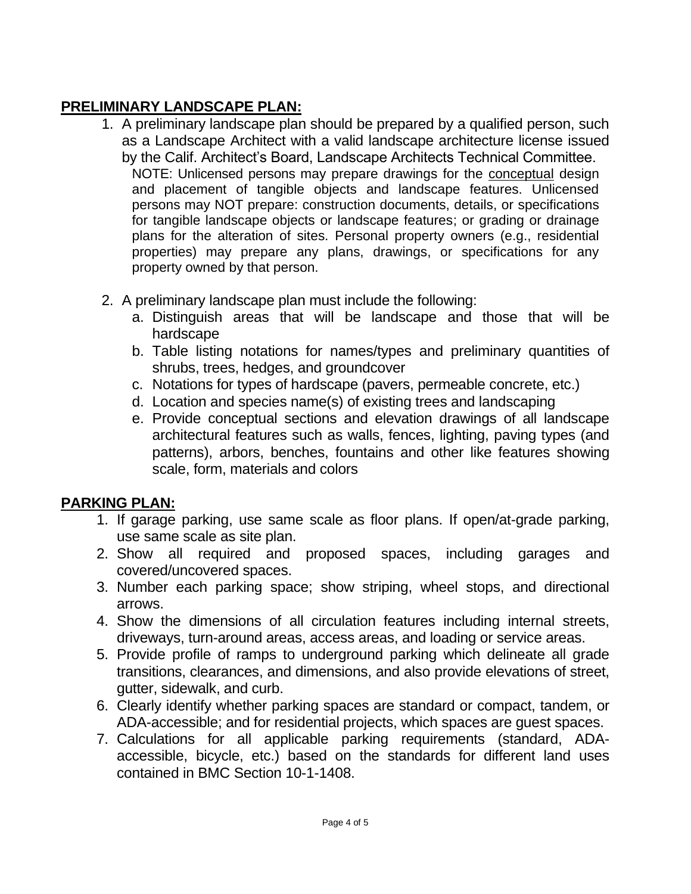## PRELIMINARY LANDSCAPE PLAN:

1. A preliminary landscape plan should be prepared by a qualified person, such as a Landscape Architect with a valid landscape architecture license issued by the Calif. Architect's Board, Landscape Architects Technical Committee.

   NOTE: Unlicensed persons may prepare drawings for the conceptual design and placement of tangible objects and landscape features. Unlicensed persons may NOT prepare: construction documents, details, or specifications for tangible landscape objects or landscape features; or grading or drainage plans for the alteration of sites. Personal property owners (e.g., residential properties) may prepare any plans, drawings, or specifications for any property owned by that person.

2. A preliminary landscape plan must include the following:
   a. Distinguish areas that will be landscape and those that will be hardscape
   b. Table listing notations for names/types and preliminary quantities of shrubs, trees, hedges, and groundcover
   c. Notations for types of hardscape (pavers, permeable concrete, etc.)
   d. Location and species name(s) of existing trees and landscaping
   e. Provide conceptual sections and elevation drawings of all landscape architectural features such as walls, fences, lighting, paving types (and patterns), arbors, benches, fountains and other like features showing scale, form, materials and colors

## PARKING PLAN:

1. If garage parking, use same scale as floor plans. If open/at-grade parking, use same scale as site plan.
2. Show all required and proposed spaces, including garages and covered/uncovered spaces.
3. Number each parking space; show striping, wheel stops, and directional arrows.
4. Show the dimensions of all circulation features including internal streets, driveways, turn-around areas, access areas, and loading or service areas.
5. Provide profile of ramps to underground parking which delineate all grade transitions, clearances, and dimensions, and also provide elevations of street, gutter, sidewalk, and curb.
6. Clearly identify whether parking spaces are standard or compact, tandem, or ADA-accessible; and for residential projects, which spaces are guest spaces.
7. Calculations for all applicable parking requirements (standard, ADA-accessible, bicycle, etc.) based on the standards for different land uses contained in BMC Section 10-1-1408.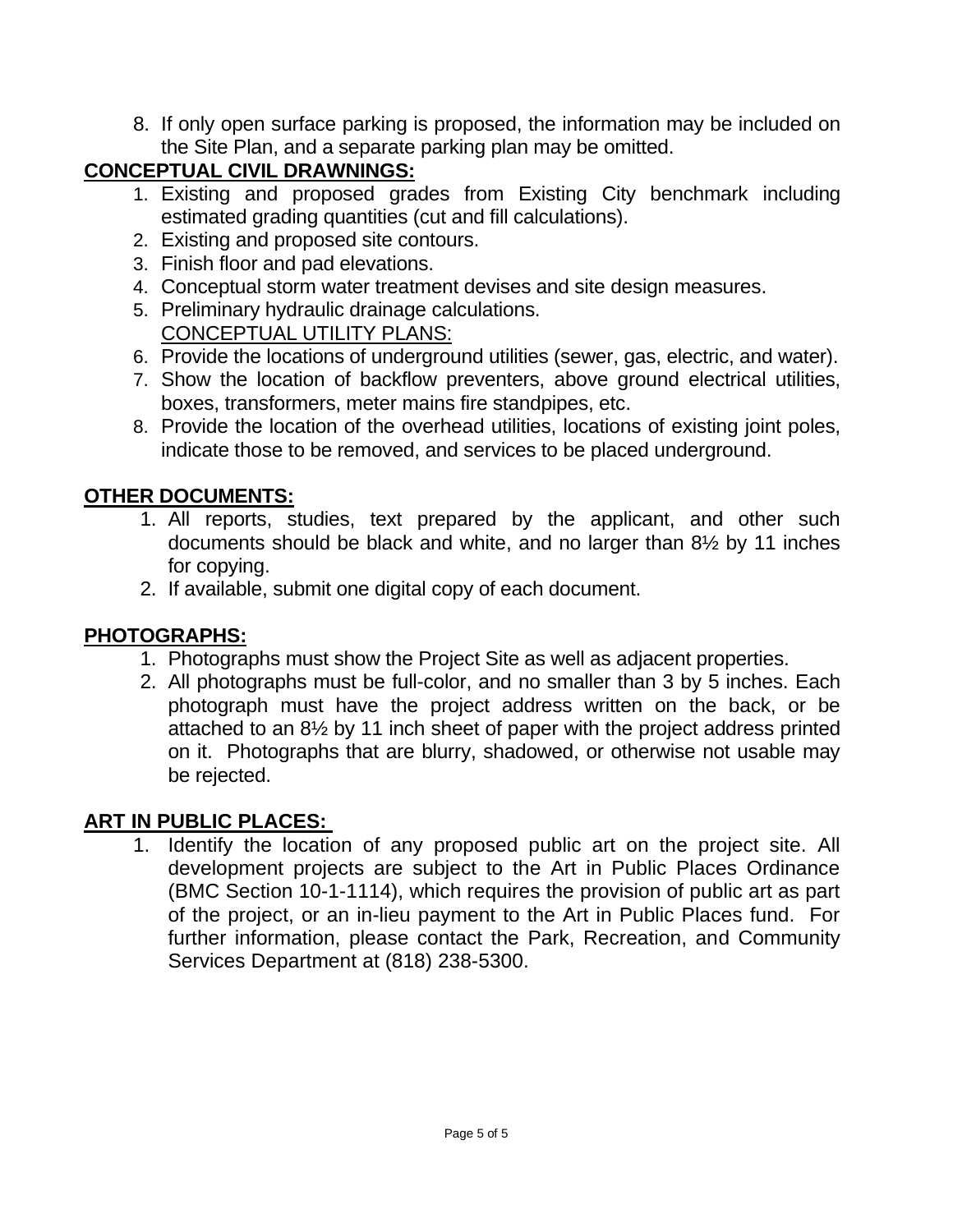8. If only open surface parking is proposed, the information may be included on the Site Plan, and a separate parking plan may be omitted.

**CONCEPTUAL CIVIL DRAWNINGS:**

1. Existing and proposed grades from Existing City benchmark including estimated grading quantities (cut and fill calculations).
2. Existing and proposed site contours.
3. Finish floor and pad elevations.
4. Conceptual storm water treatment devises and site design measures.
5. Preliminary hydraulic drainage calculations.

CONCEPTUAL UTILITY PLANS:

6. Provide the locations of underground utilities (sewer, gas, electric, and water).
7. Show the location of backflow preventers, above ground electrical utilities, boxes, transformers, meter mains fire standpipes, etc.
8. Provide the location of the overhead utilities, locations of existing joint poles, indicate those to be removed, and services to be placed underground.

**OTHER DOCUMENTS:**

1. All reports, studies, text prepared by the applicant, and other such documents should be black and white, and no larger than 8½ by 11 inches for copying.
2. If available, submit one digital copy of each document.

**PHOTOGRAPHS:**

1. Photographs must show the Project Site as well as adjacent properties.
2. All photographs must be full-color, and no smaller than 3 by 5 inches. Each photograph must have the project address written on the back, or be attached to an 8½ by 11 inch sheet of paper with the project address printed on it. Photographs that are blurry, shadowed, or otherwise not usable may be rejected.

**ART IN PUBLIC PLACES:**

1. Identify the location of any proposed public art on the project site. All development projects are subject to the Art in Public Places Ordinance (BMC Section 10-1-1114), which requires the provision of public art as part of the project, or an in-lieu payment to the Art in Public Places fund. For further information, please contact the Park, Recreation, and Community Services Department at (818) 238-5300.